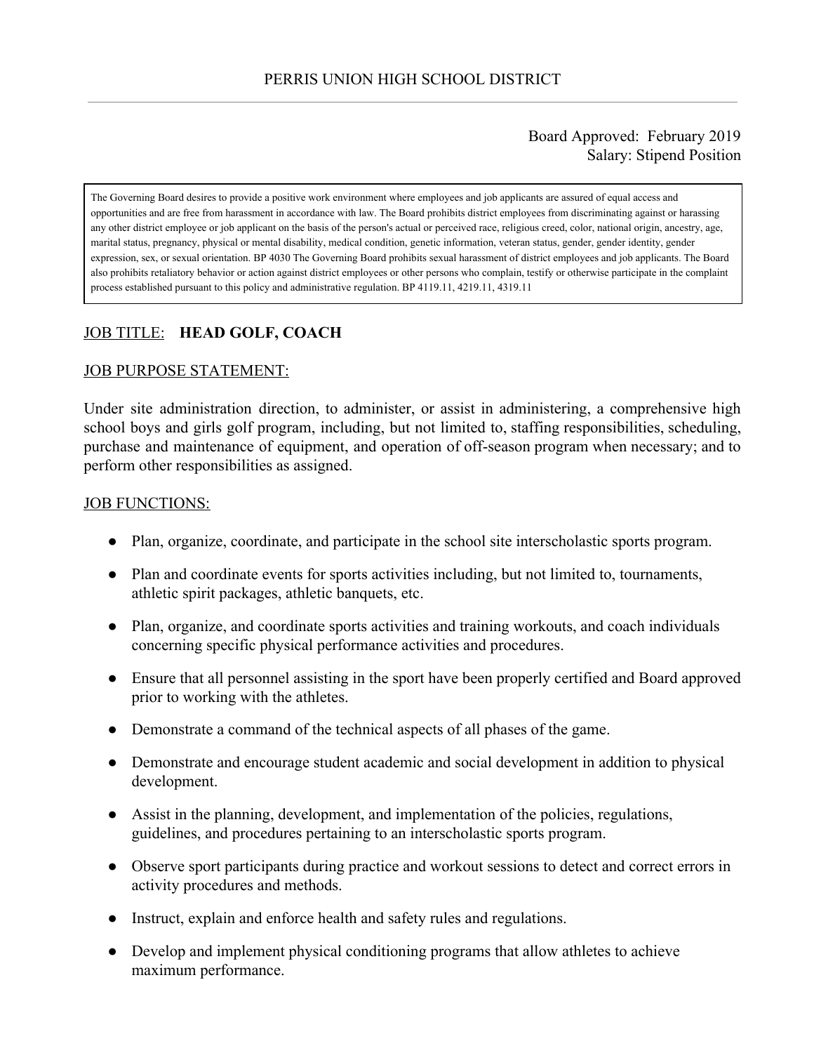# PERRIS UNION HIGH SCHOOL DISTRICT

Board Approved: February 2019
Salary: Stipend Position

The Governing Board desires to provide a positive work environment where employees and job applicants are assured of equal access and opportunities and are free from harassment in accordance with law. The Board prohibits district employees from discriminating against or harassing any other district employee or job applicant on the basis of the person's actual or perceived race, religious creed, color, national origin, ancestry, age, marital status, pregnancy, physical or mental disability, medical condition, genetic information, veteran status, gender, gender identity, gender expression, sex, or sexual orientation. BP 4030 The Governing Board prohibits sexual harassment of district employees and job applicants. The Board also prohibits retaliatory behavior or action against district employees or other persons who complain, testify or otherwise participate in the complaint process established pursuant to this policy and administrative regulation. BP 4119.11, 4219.11, 4319.11

## JOB TITLE: **HEAD GOLF, COACH**

## JOB PURPOSE STATEMENT:

Under site administration direction, to administer, or assist in administering, a comprehensive high school boys and girls golf program, including, but not limited to, staffing responsibilities, scheduling, purchase and maintenance of equipment, and operation of off-season program when necessary; and to perform other responsibilities as assigned.

## JOB FUNCTIONS:

- Plan, organize, coordinate, and participate in the school site interscholastic sports program.
- Plan and coordinate events for sports activities including, but not limited to, tournaments, athletic spirit packages, athletic banquets, etc.
- Plan, organize, and coordinate sports activities and training workouts, and coach individuals concerning specific physical performance activities and procedures.
- Ensure that all personnel assisting in the sport have been properly certified and Board approved prior to working with the athletes.
- Demonstrate a command of the technical aspects of all phases of the game.
- Demonstrate and encourage student academic and social development in addition to physical development.
- Assist in the planning, development, and implementation of the policies, regulations, guidelines, and procedures pertaining to an interscholastic sports program.
- Observe sport participants during practice and workout sessions to detect and correct errors in activity procedures and methods.
- Instruct, explain and enforce health and safety rules and regulations.
- Develop and implement physical conditioning programs that allow athletes to achieve maximum performance.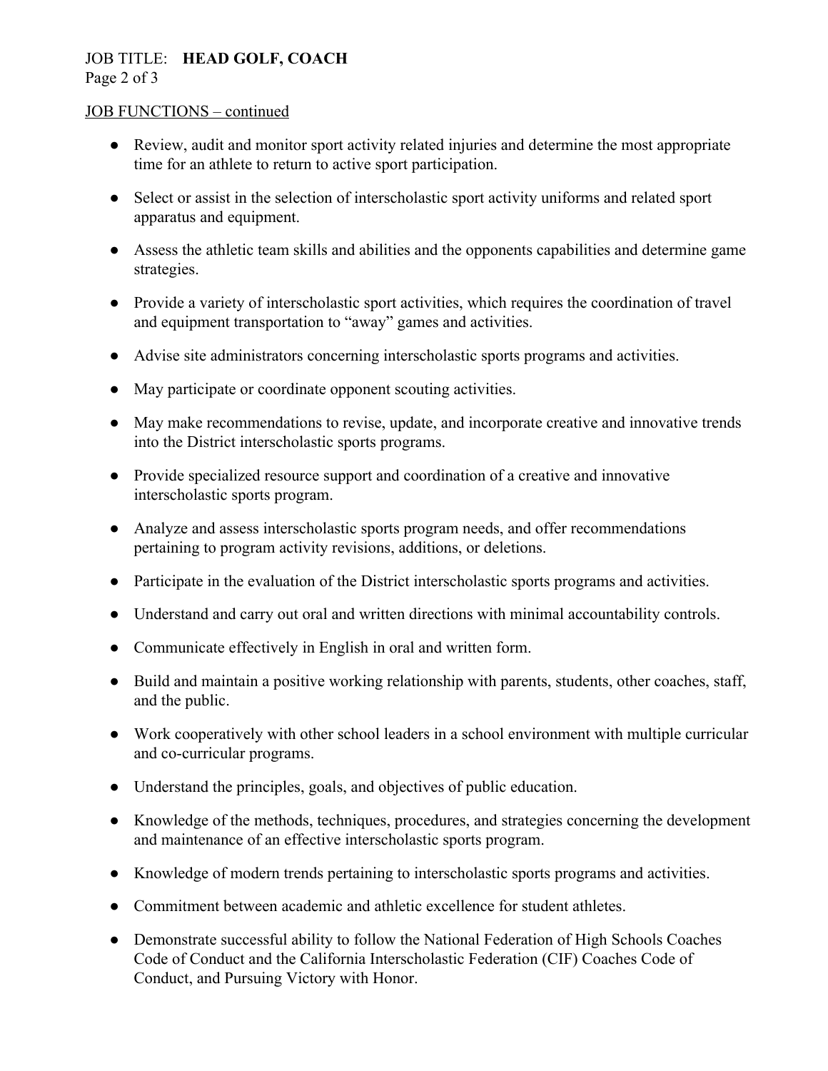JOB FUNCTIONS – continued

- Review, audit and monitor sport activity related injuries and determine the most appropriate time for an athlete to return to active sport participation.
- Select or assist in the selection of interscholastic sport activity uniforms and related sport apparatus and equipment.
- Assess the athletic team skills and abilities and the opponents capabilities and determine game strategies.
- Provide a variety of interscholastic sport activities, which requires the coordination of travel and equipment transportation to "away" games and activities.
- Advise site administrators concerning interscholastic sports programs and activities.
- May participate or coordinate opponent scouting activities.
- May make recommendations to revise, update, and incorporate creative and innovative trends into the District interscholastic sports programs.
- Provide specialized resource support and coordination of a creative and innovative interscholastic sports program.
- Analyze and assess interscholastic sports program needs, and offer recommendations pertaining to program activity revisions, additions, or deletions.
- Participate in the evaluation of the District interscholastic sports programs and activities.
- Understand and carry out oral and written directions with minimal accountability controls.
- Communicate effectively in English in oral and written form.
- Build and maintain a positive working relationship with parents, students, other coaches, staff, and the public.
- Work cooperatively with other school leaders in a school environment with multiple curricular and co-curricular programs.
- Understand the principles, goals, and objectives of public education.
- Knowledge of the methods, techniques, procedures, and strategies concerning the development and maintenance of an effective interscholastic sports program.
- Knowledge of modern trends pertaining to interscholastic sports programs and activities.
- Commitment between academic and athletic excellence for student athletes.
- Demonstrate successful ability to follow the National Federation of High Schools Coaches Code of Conduct and the California Interscholastic Federation (CIF) Coaches Code of Conduct, and Pursuing Victory with Honor.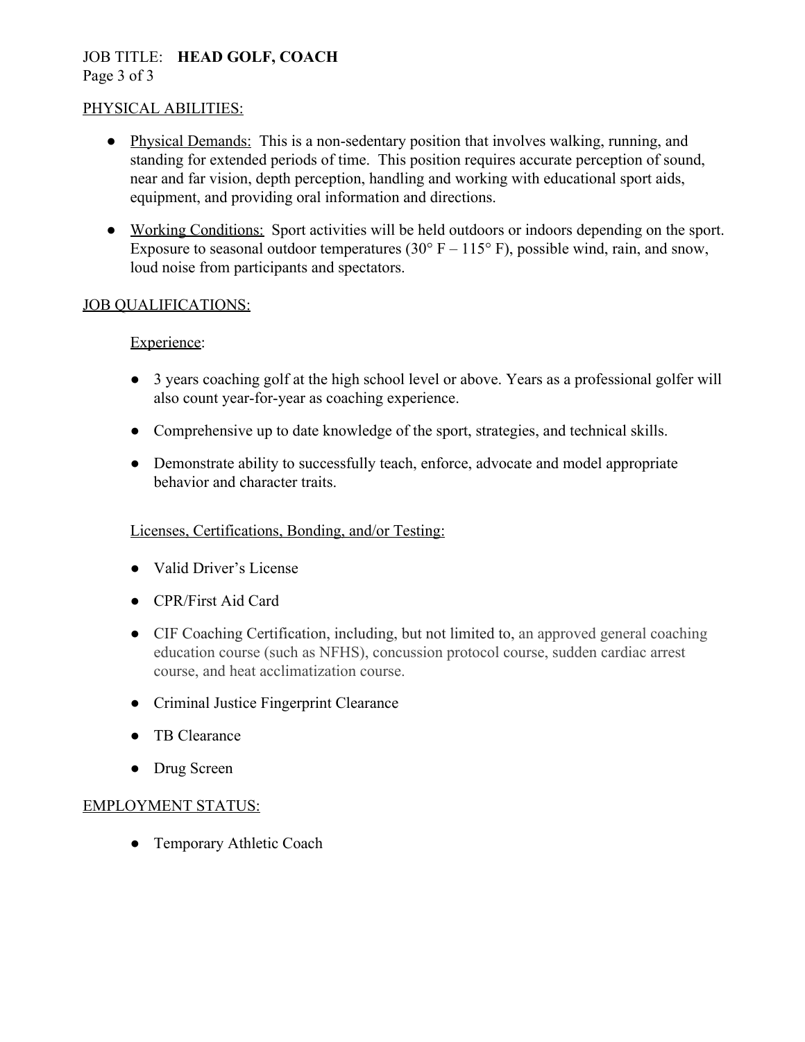PHYSICAL ABILITIES:

- Physical Demands: This is a non-sedentary position that involves walking, running, and standing for extended periods of time. This position requires accurate perception of sound, near and far vision, depth perception, handling and working with educational sport aids, equipment, and providing oral information and directions.
- Working Conditions: Sport activities will be held outdoors or indoors depending on the sport. Exposure to seasonal outdoor temperatures (30° F – 115° F), possible wind, rain, and snow, loud noise from participants and spectators.

JOB QUALIFICATIONS:

Experience:

- 3 years coaching golf at the high school level or above. Years as a professional golfer will also count year-for-year as coaching experience.
- Comprehensive up to date knowledge of the sport, strategies, and technical skills.
- Demonstrate ability to successfully teach, enforce, advocate and model appropriate behavior and character traits.

Licenses, Certifications, Bonding, and/or Testing:

- Valid Driver's License
- CPR/First Aid Card
- CIF Coaching Certification, including, but not limited to, an approved general coaching education course (such as NFHS), concussion protocol course, sudden cardiac arrest course, and heat acclimatization course.
- Criminal Justice Fingerprint Clearance
- TB Clearance
- Drug Screen

EMPLOYMENT STATUS:

- Temporary Athletic Coach